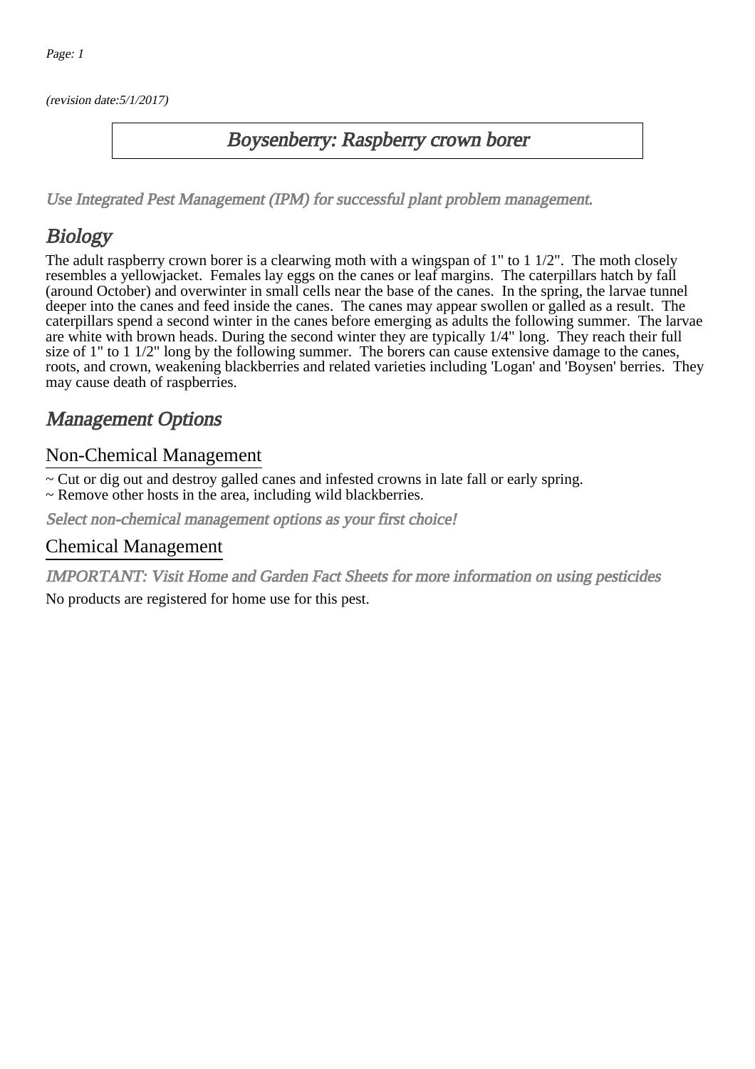(revision date:5/1/2017)

# Boysenberry: Raspberry crown borer

*Use Integrated Pest Management (IPM) for successful plant problem management.*

## Biology

The adult raspberry crown borer is a clearwing moth with a wingspan of 1" to 1 1/2". The moth closely resembles a yellowjacket. Females lay eggs on the canes or leaf margins. The caterpillars hatch by fall (around October) and overwinter in small cells near the base of the canes. In the spring, the larvae tunnel deeper into the canes and feed inside the canes. The canes may appear swollen or galled as a result. The caterpillars spend a second winter in the canes before emerging as adults the following summer. The larvae are white with brown heads. During the second winter they are typically 1/4" long. They reach their full size of 1" to 1 1/2" long by the following summer. The borers can cause extensive damage to the canes, roots, and crown, weakening blackberries and related varieties including 'Logan' and 'Boysen' berries. They may cause death of raspberries.

## Management Options

### Non-Chemical Management

~ Cut or dig out and destroy galled canes and infested crowns in late fall or early spring.
~ Remove other hosts in the area, including wild blackberries.

*Select non-chemical management options as your first choice!*

### Chemical Management

*IMPORTANT: Visit Home and Garden Fact Sheets for more information on using pesticides*

No products are registered for home use for this pest.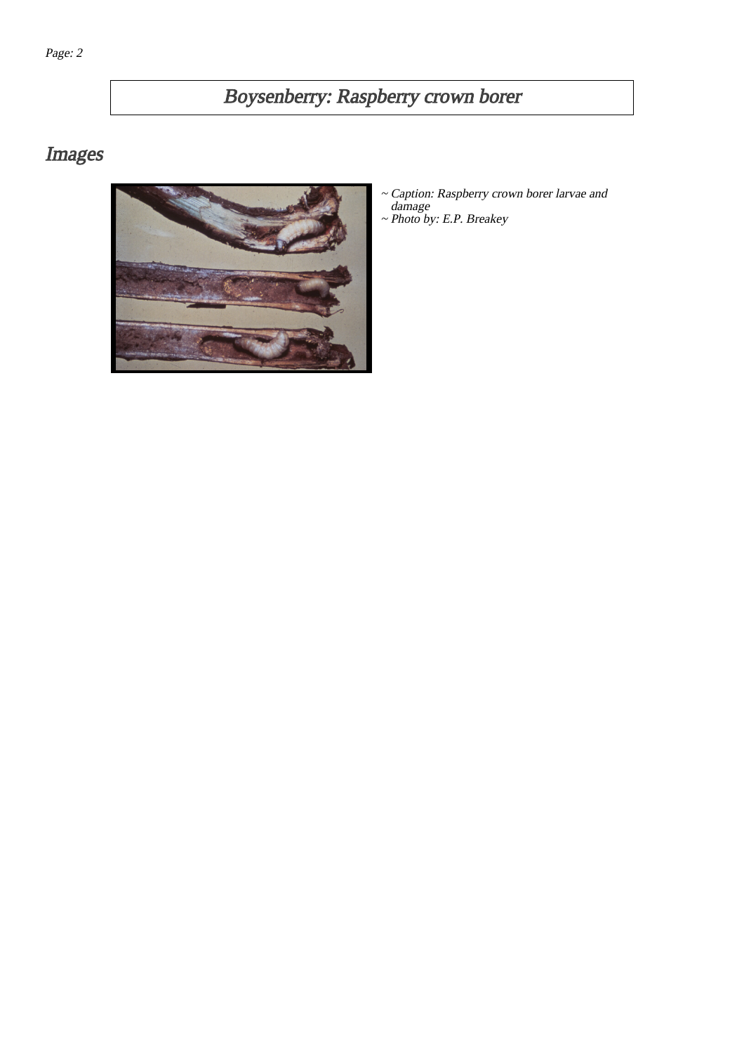# Boysenberry: Raspberry crown borer

## Images

~ Caption: Raspberry crown borer larvae and damage
~ Photo by: E.P. Breakey